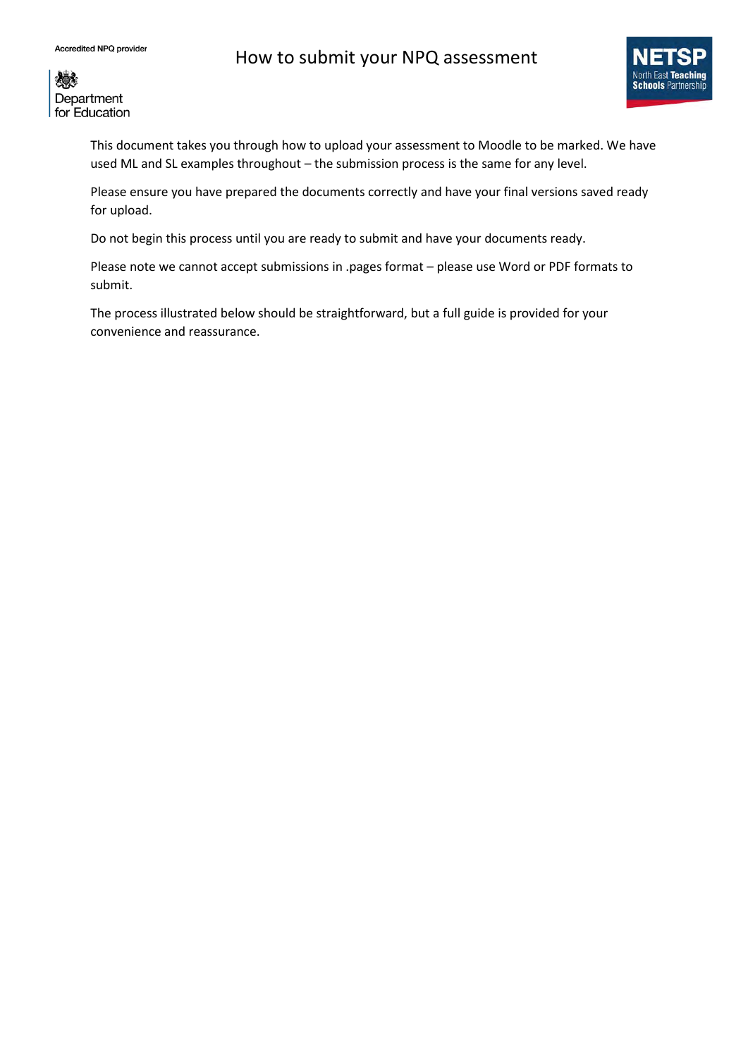Accredited NPQ provider

Department for Education

# How to submit your NPQ assessment

NETSP North East Teaching Schools Partnership

This document takes you through how to upload your assessment to Moodle to be marked. We have used ML and SL examples throughout – the submission process is the same for any level.

Please ensure you have prepared the documents correctly and have your final versions saved ready for upload.

Do not begin this process until you are ready to submit and have your documents ready.

Please note we cannot accept submissions in .pages format – please use Word or PDF formats to submit.

The process illustrated below should be straightforward, but a full guide is provided for your convenience and reassurance.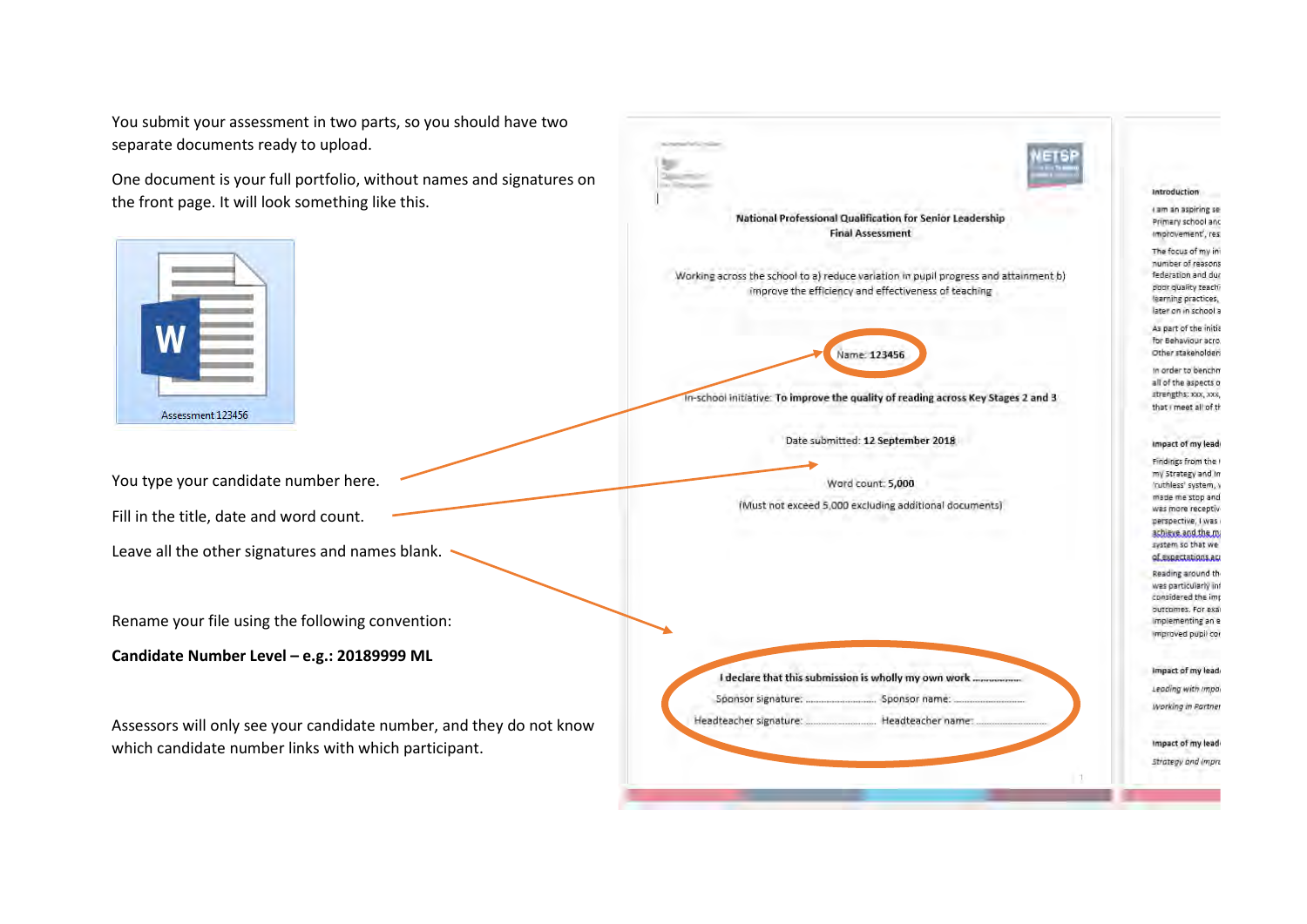You submit your assessment in two parts, so you should have two separate documents ready to upload.

One document is your full portfolio, without names and signatures on the front page. It will look something like this.

Assessment 123456

You type your candidate number here.

Fill in the title, date and word count.

Leave all the other signatures and names blank.

Rename your file using the following convention:

**Candidate Number Level – e.g.: 20189999 ML**

Assessors will only see your candidate number, and they do not know which candidate number links with which participant.

National Professional Qualification for Senior Leadership
Final Assessment

Working across the school to a) reduce variation in pupil progress and attainment b) improve the efficiency and effectiveness of teaching

Name: 123456

In-school initiative: **To improve the quality of reading across Key Stages 2 and 3**

Date submitted: **12 September 2018**

Word count: **5,000**

(Must not exceed 5,000 excluding additional documents)

**I declare that this submission is wholly my own work ...............**

Sponsor signature: ............................ Sponsor name: ............................

Headteacher signature: ............................ Headteacher name: ............................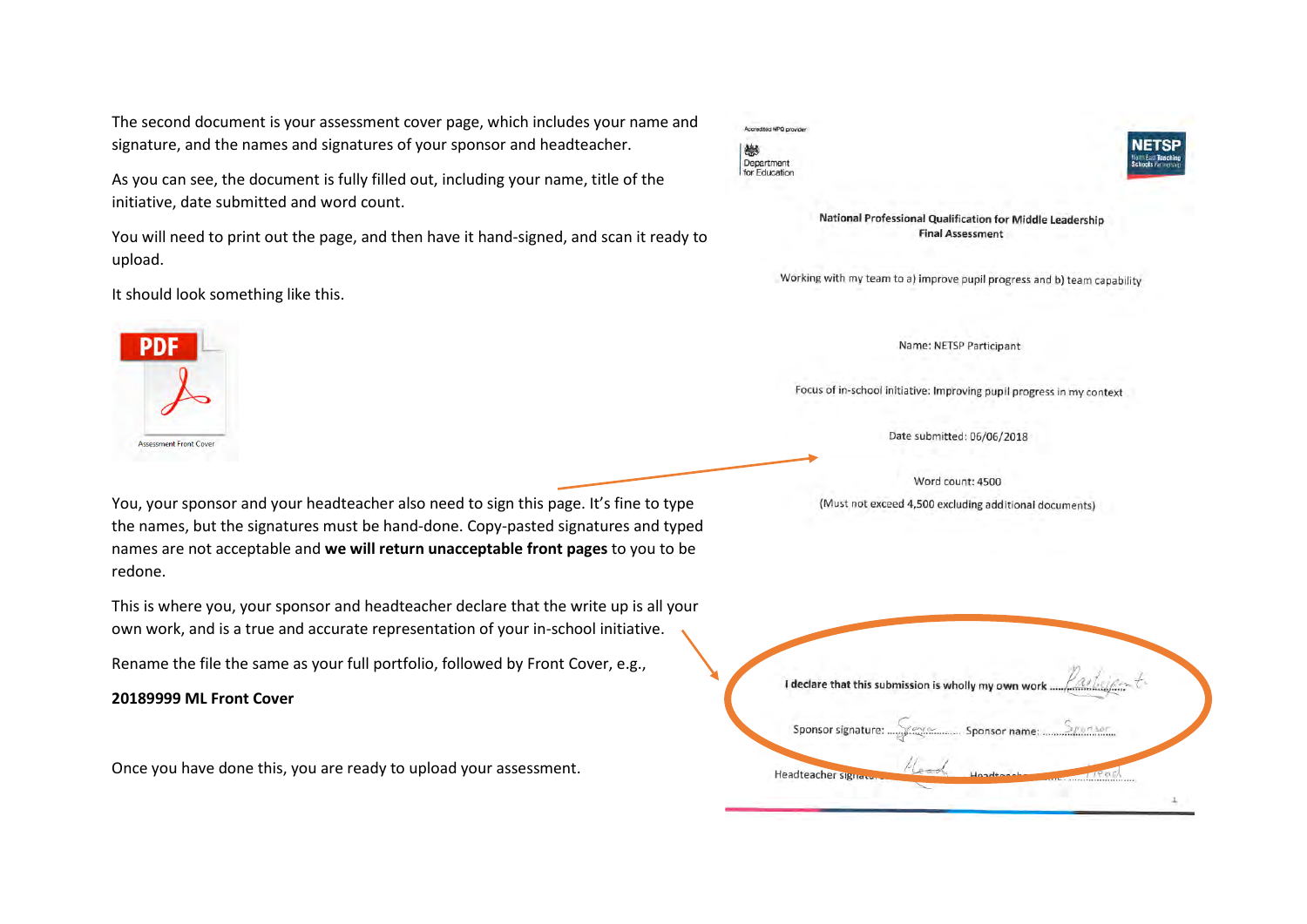The second document is your assessment cover page, which includes your name and signature, and the names and signatures of your sponsor and headteacher.

As you can see, the document is fully filled out, including your name, title of the initiative, date submitted and word count.

You will need to print out the page, and then have it hand-signed, and scan it ready to upload.

It should look something like this.

Assessment Front Cover

You, your sponsor and your headteacher also need to sign this page. It's fine to type the names, but the signatures must be hand-done. Copy-pasted signatures and typed names are not acceptable and **we will return unacceptable front pages** to you to be redone.

This is where you, your sponsor and headteacher declare that the write up is all your own work, and is a true and accurate representation of your in-school initiative.

Rename the file the same as your full portfolio, followed by Front Cover, e.g.,

**20189999 ML Front Cover**

Once you have done this, you are ready to upload your assessment.

Accredited NPQ provider

Department for Education

NETSP North East Teaching Schools Partnership

**National Professional Qualification for Middle Leadership**
**Final Assessment**

Working with my team to a) improve pupil progress and b) team capability

Name: NETSP Participant

Focus of in-school initiative: Improving pupil progress in my context

Date submitted: 06/06/2018

Word count: 4500

(Must not exceed 4,500 excluding additional documents)

I declare that this submission is wholly my own work ......Participant

Sponsor signature: ......Sponsor...... Sponsor name: ......Sponsor......

Headteacher signature: ......Head...... Headteacher name: ......Head......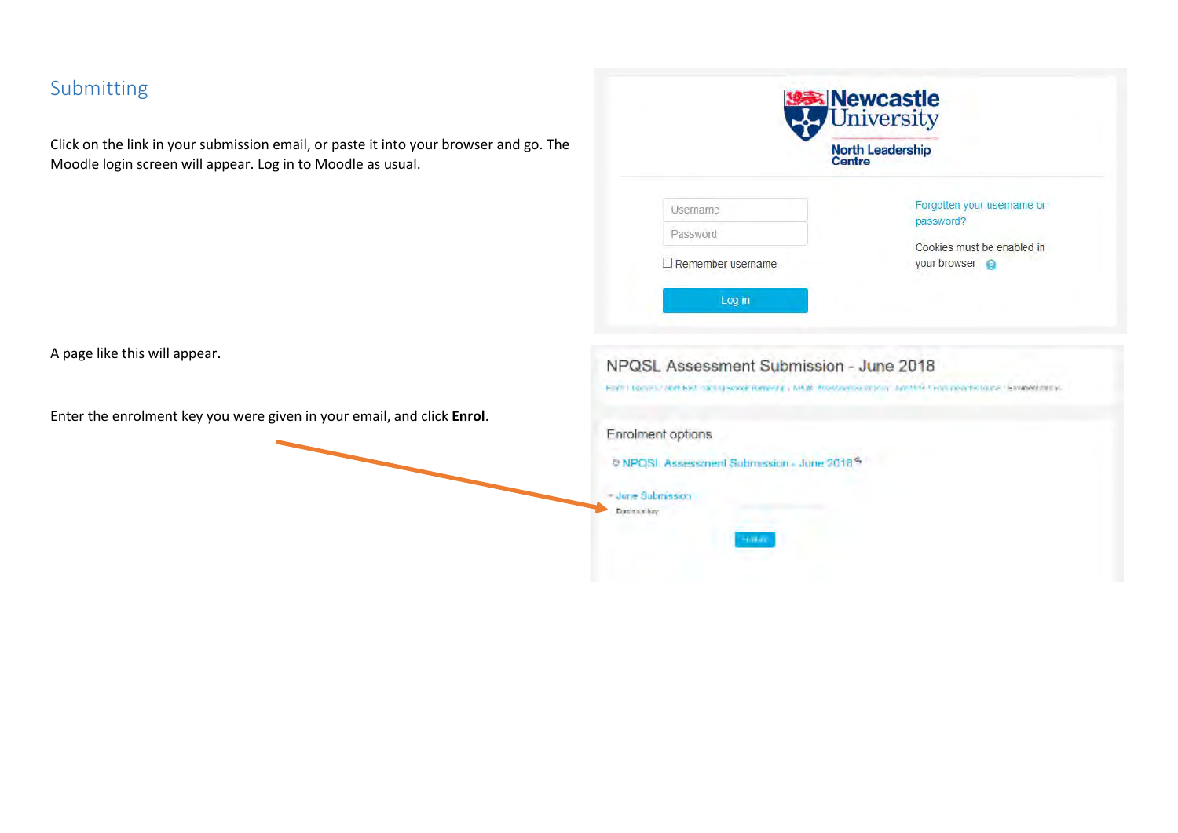## Submitting

Click on the link in your submission email, or paste it into your browser and go. The Moodle login screen will appear. Log in to Moodle as usual.

A page like this will appear.

Enter the enrolment key you were given in your email, and click **Enrol**.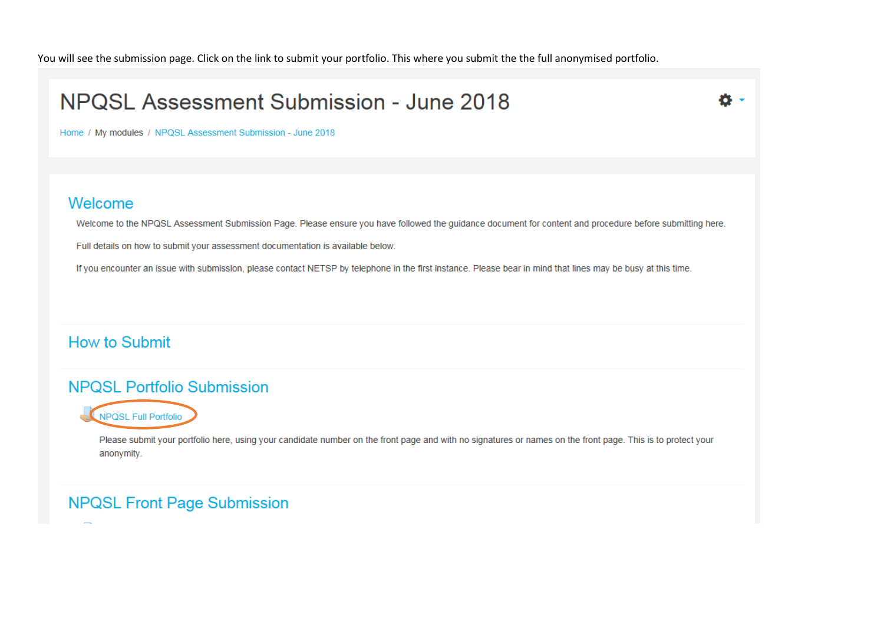You will see the submission page. Click on the link to submit your portfolio. This where you submit the the full anonymised portfolio.

# NPQSL Assessment Submission - June 2018

Home / My modules / NPQSL Assessment Submission - June 2018

## Welcome

Welcome to the NPQSL Assessment Submission Page. Please ensure you have followed the guidance document for content and procedure before submitting here.

Full details on how to submit your assessment documentation is available below.

If you encounter an issue with submission, please contact NETSP by telephone in the first instance. Please bear in mind that lines may be busy at this time.

## How to Submit

## NPQSL Portfolio Submission

NPQSL Full Portfolio

Please submit your portfolio here, using your candidate number on the front page and with no signatures or names on the front page. This is to protect your anonymity.

## NPQSL Front Page Submission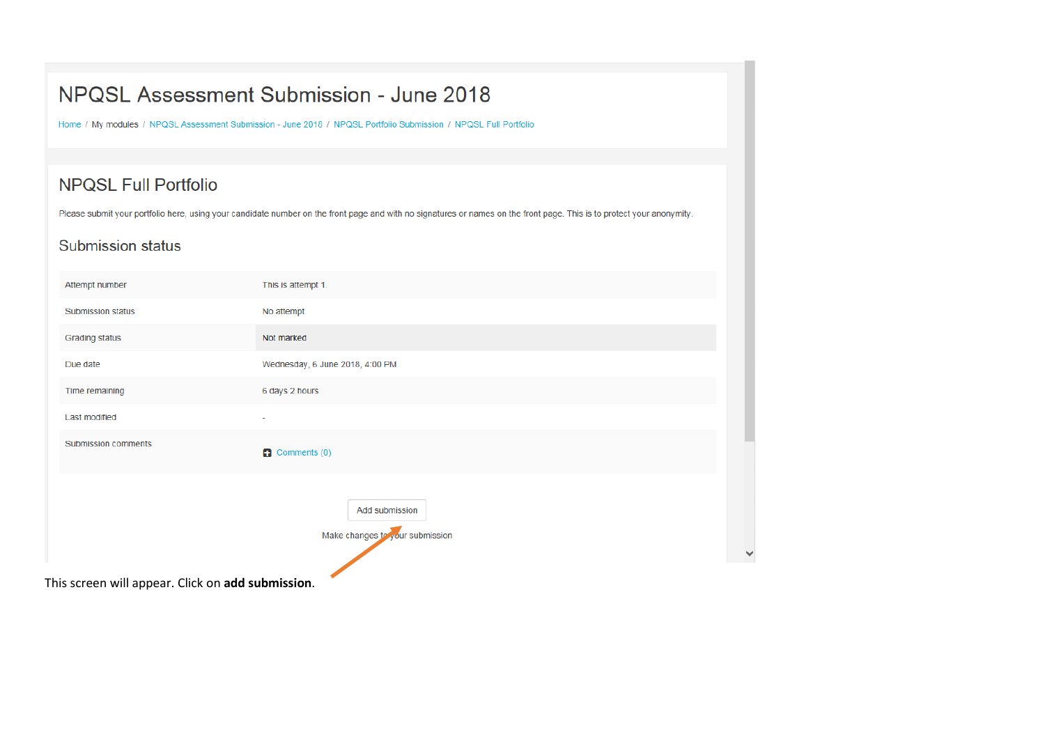# NPQSL Assessment Submission - June 2018

Home / My modules / NPQSL Assessment Submission - June 2018 / NPQSL Portfolio Submission / NPQSL Full Portfolio

## NPQSL Full Portfolio

Please submit your portfolio here, using your candidate number on the front page and with no signatures or names on the front page. This is to protect your anonymity.

### Submission status

| | |
|---|---|
| Attempt number | This is attempt 1. |
| Submission status | No attempt |
| Grading status | Not marked |
| Due date | Wednesday, 6 June 2018, 4:00 PM |
| Time remaining | 6 days 2 hours |
| Last modified | - |
| Submission comments | Comments (0) |

Add submission

Make changes to your submission

This screen will appear. Click on **add submission**.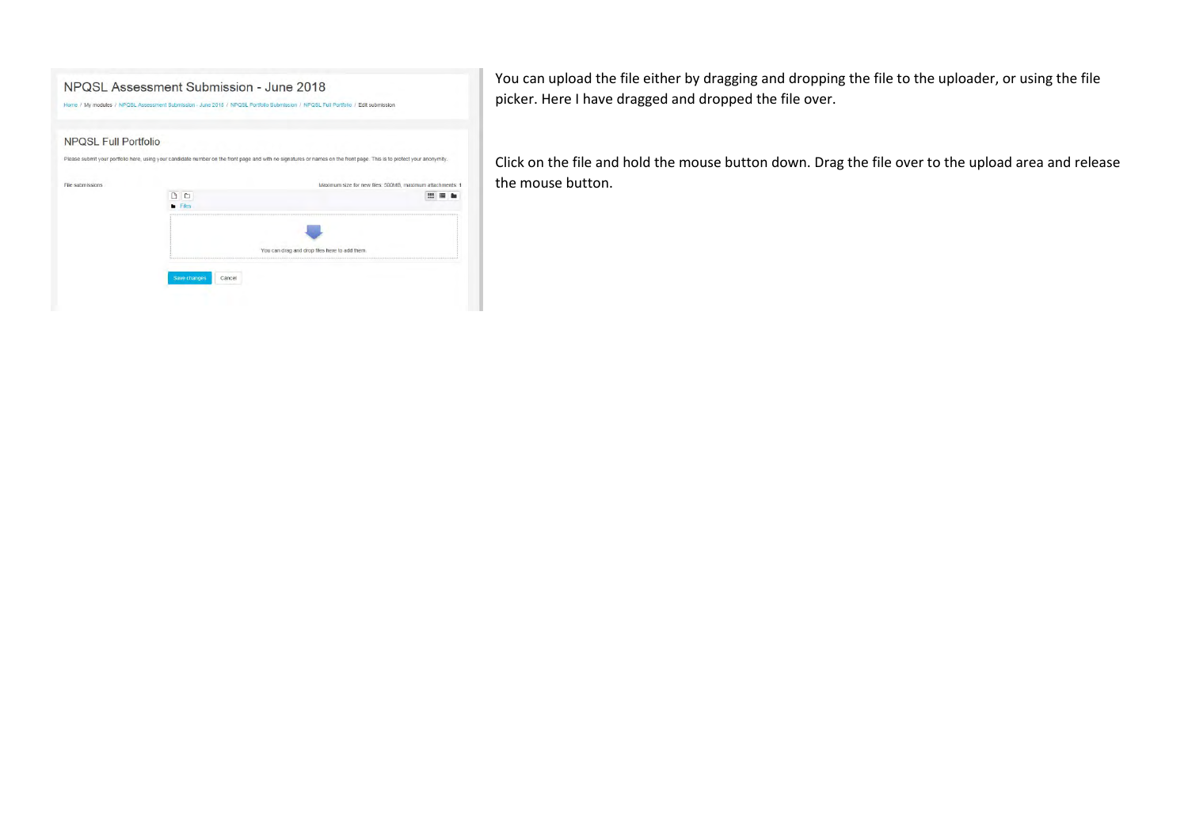NPQSL Assessment Submission - June 2018

Home / My modules / NPQSL Assessment Submission - June 2018 / NPQSL Portfolio Submission / NPQSL Full Portfolio / Edit submission

NPQSL Full Portfolio

Please submit your portfolio here, using your candidate number on the front page and with no signatures or names on the front page. This is to protect your anonymity.

File submissions

Maximum size for new files: 500MB, maximum attachments: 1

Files

You can drag and drop files here to add them.

Save changes | Cancel

You can upload the file either by dragging and dropping the file to the uploader, or using the file picker. Here I have dragged and dropped the file over.

Click on the file and hold the mouse button down. Drag the file over to the upload area and release the mouse button.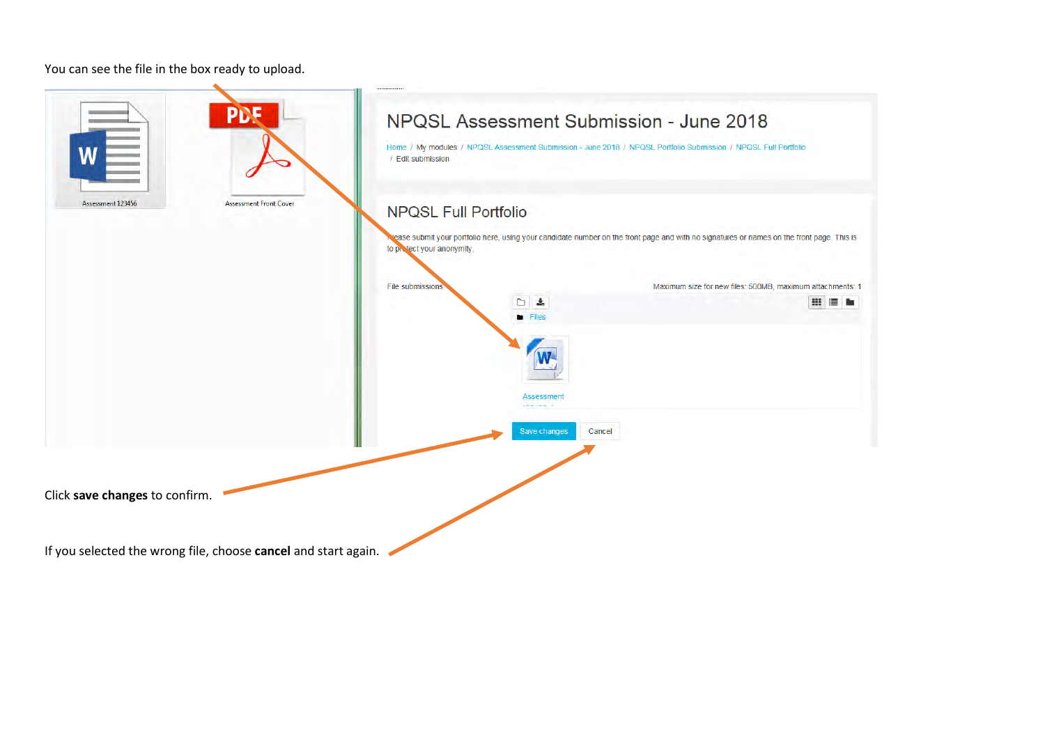You can see the file in the box ready to upload.

Click **save changes** to confirm.

If you selected the wrong file, choose **cancel** and start again.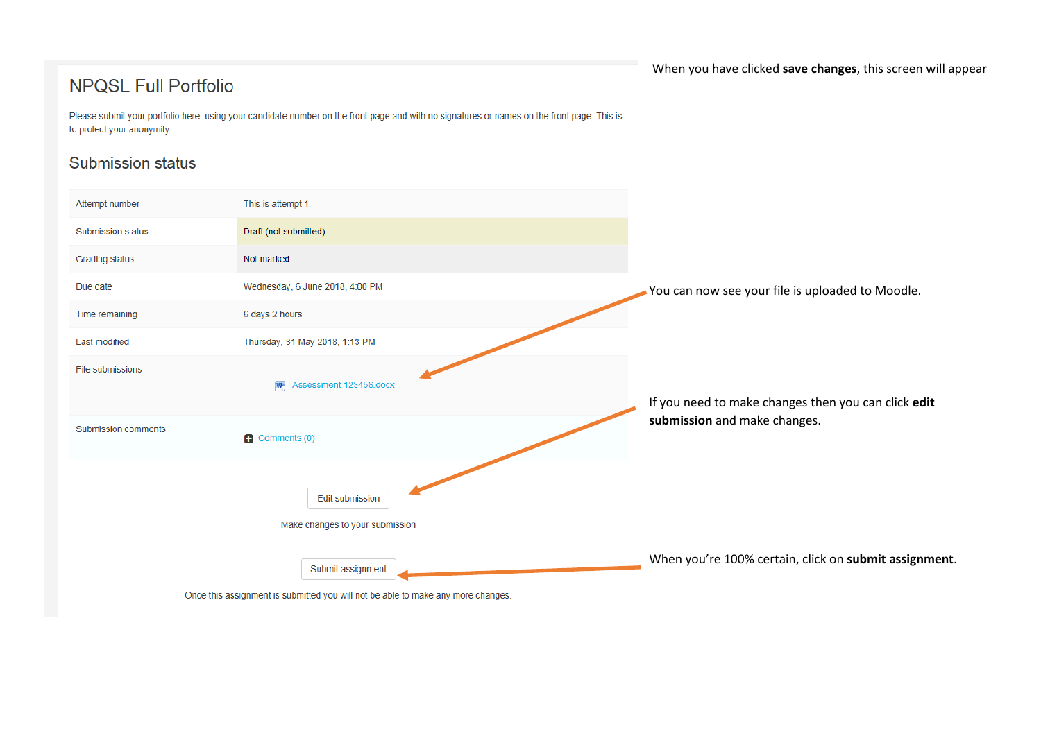When you have clicked **save changes**, this screen will appear

## NPQSL Full Portfolio

Please submit your portfolio here, using your candidate number on the front page and with no signatures or names on the front page. This is to protect your anonymity.

### Submission status

| | |
|---|---|
| Attempt number | This is attempt 1. |
| Submission status | Draft (not submitted) |
| Grading status | Not marked |
| Due date | Wednesday, 6 June 2018, 4:00 PM |
| Time remaining | 6 days 2 hours |
| Last modified | Thursday, 31 May 2018, 1:13 PM |
| File submissions | Assessment 123456.docx |
| Submission comments | Comments (0) |

You can now see your file is uploaded to Moodle.

Edit submission

Make changes to your submission

If you need to make changes then you can click **edit submission** and make changes.

Submit assignment

Once this assignment is submitted you will not be able to make any more changes.

When you're 100% certain, click on **submit assignment**.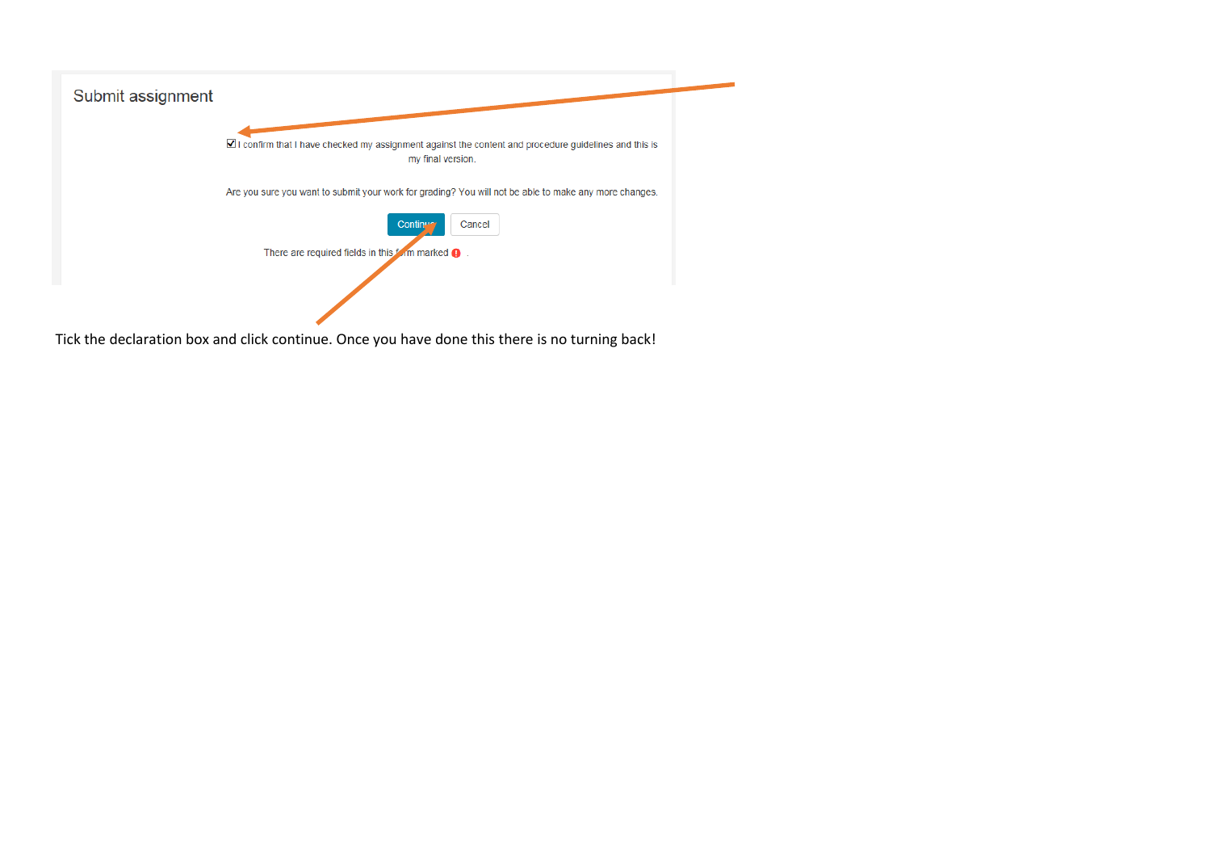## Submit assignment

☑ I confirm that I have checked my assignment against the content and procedure guidelines and this is my final version.

Are you sure you want to submit your work for grading? You will not be able to make any more changes.

Continue | Cancel

There are required fields in this form marked ❗ .

Tick the declaration box and click continue. Once you have done this there is no turning back!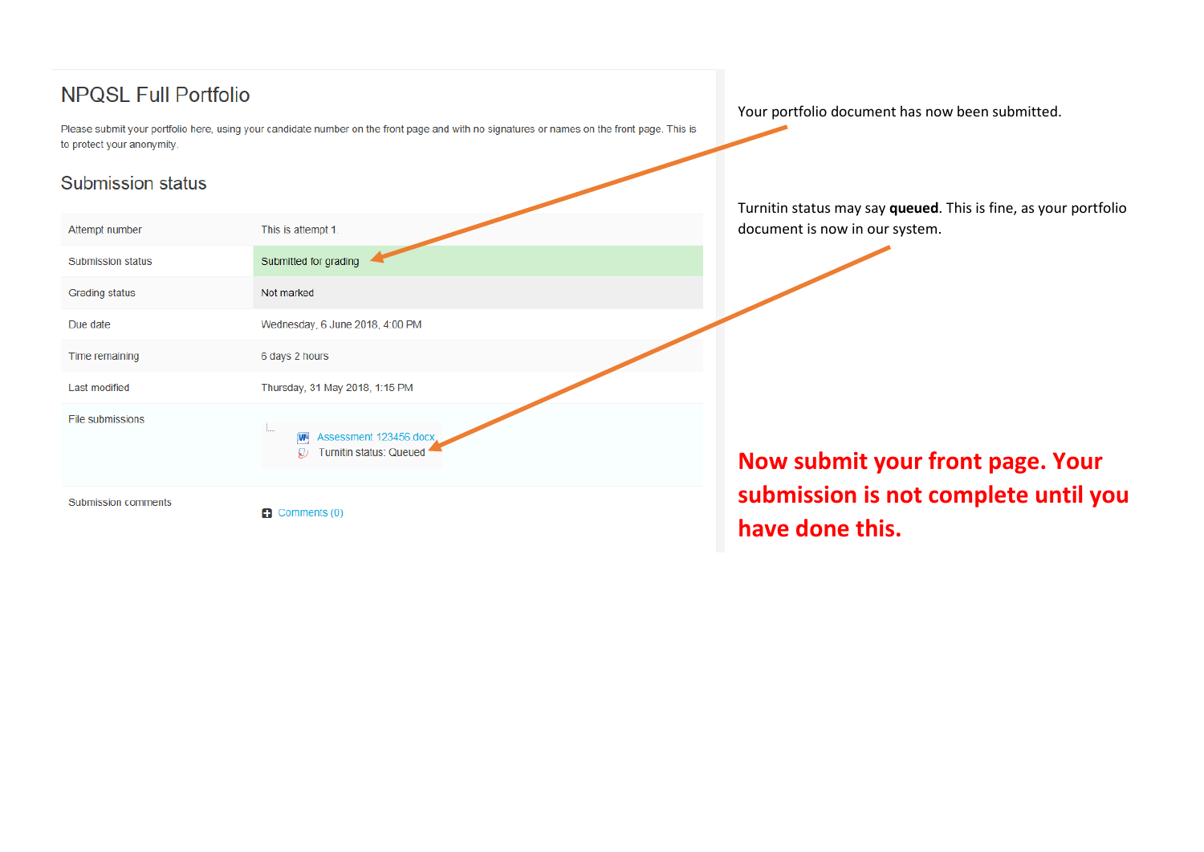## NPQSL Full Portfolio

Please submit your portfolio here, using your candidate number on the front page and with no signatures or names on the front page. This is to protect your anonymity.

### Submission status

| | |
|---|---|
| Attempt number | This is attempt 1. |
| Submission status | Submitted for grading |
| Grading status | Not marked |
| Due date | Wednesday, 6 June 2018, 4:00 PM |
| Time remaining | 6 days 2 hours |
| Last modified | Thursday, 31 May 2018, 1:15 PM |
| File submissions | Assessment 123456.docx<br>Turnitin status: Queued |
| Submission comments | Comments (0) |

Your portfolio document has now been submitted.

Turnitin status may say **queued**. This is fine, as your portfolio document is now in our system.

**Now submit your front page. Your submission is not complete until you have done this.**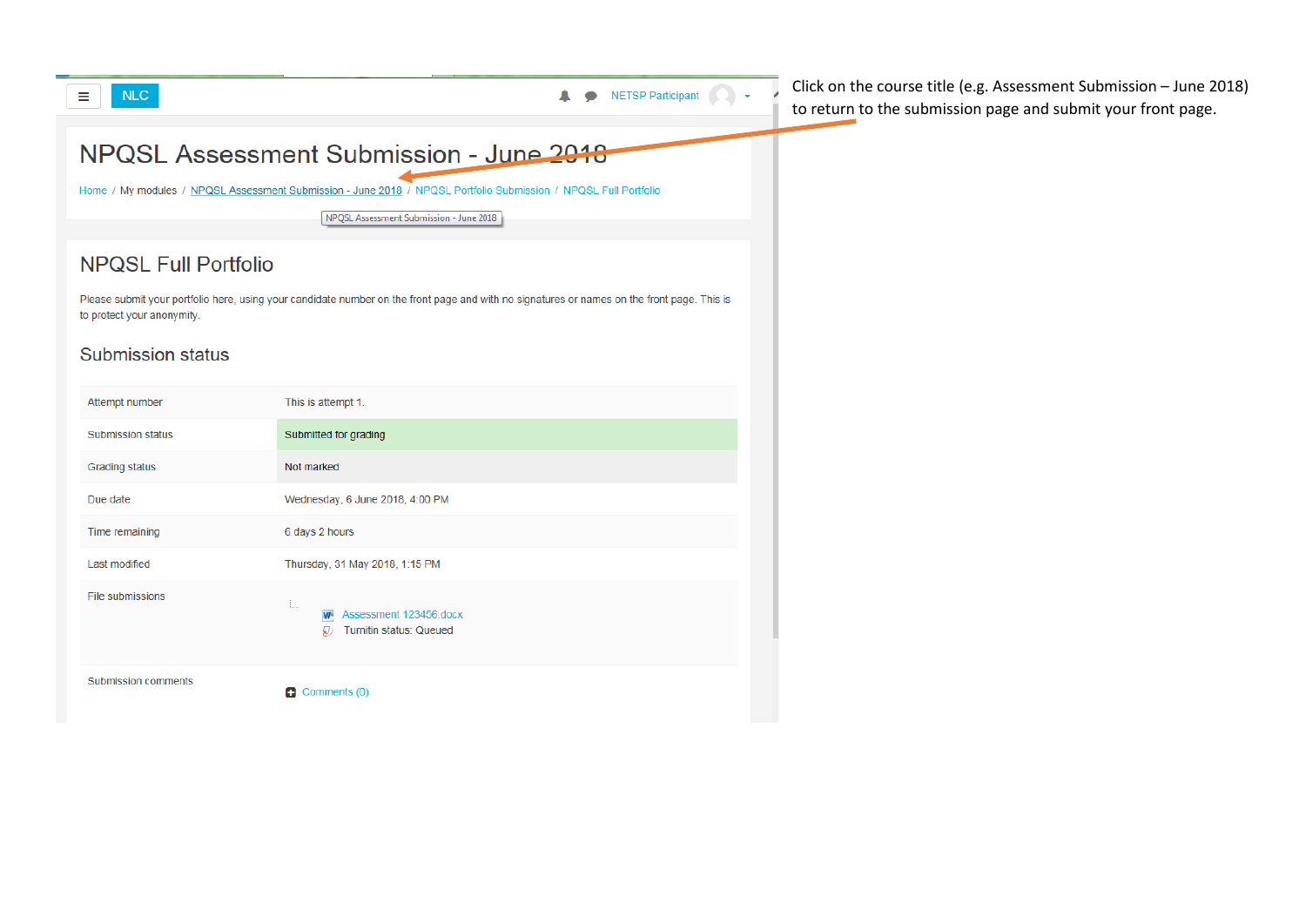NLC

NETSP Participant

# NPQSL Assessment Submission - June 2018

Home / My modules / NPQSL Assessment Submission - June 2018 / NPQSL Portfolio Submission / NPQSL Full Portfolio

NPQSL Assessment Submission - June 2018

## NPQSL Full Portfolio

Please submit your portfolio here, using your candidate number on the front page and with no signatures or names on the front page. This is to protect your anonymity.

### Submission status

| | |
|---|---|
| Attempt number | This is attempt 1. |
| Submission status | Submitted for grading |
| Grading status | Not marked |
| Due date | Wednesday, 6 June 2018, 4:00 PM |
| Time remaining | 6 days 2 hours |
| Last modified | Thursday, 31 May 2018, 1:15 PM |
| File submissions | Assessment 123456.docx<br>Turnitin status: Queued |
| Submission comments | Comments (0) |

Click on the course title (e.g. Assessment Submission – June 2018) to return to the submission page and submit your front page.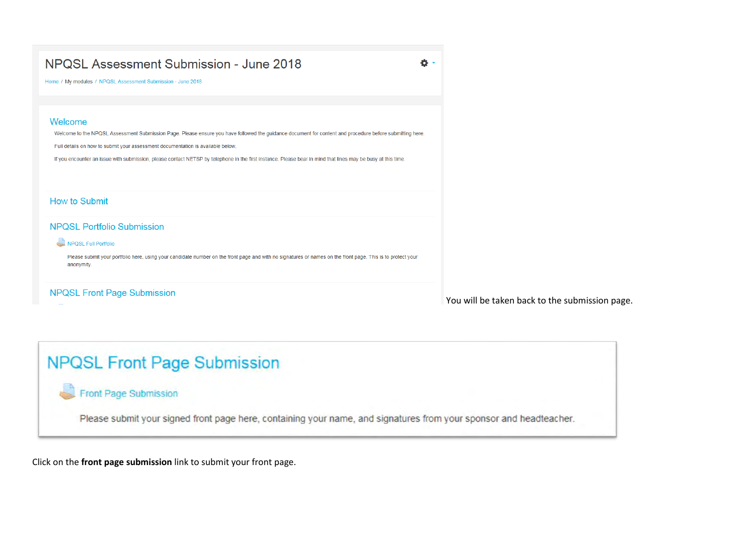NPQSL Assessment Submission - June 2018

Home / My modules / NPQSL Assessment Submission - June 2018

Welcome

Welcome to the NPQSL Assessment Submission Page. Please ensure you have followed the guidance document for content and procedure before submitting here.

Full details on how to submit your assessment documentation is available below.

If you encounter an issue with submission, please contact NETSP by telephone in the first instance. Please bear in mind that lines may be busy at this time.

How to Submit

NPQSL Portfolio Submission

NPQSL Full Portfolio

Please submit your portfolio here, using your candidate number on the front page and with no signatures or names on the front page. This is to protect your anonymity.

NPQSL Front Page Submission

You will be taken back to the submission page.

NPQSL Front Page Submission

Front Page Submission

Please submit your signed front page here, containing your name, and signatures from your sponsor and headteacher.

Click on the **front page submission** link to submit your front page.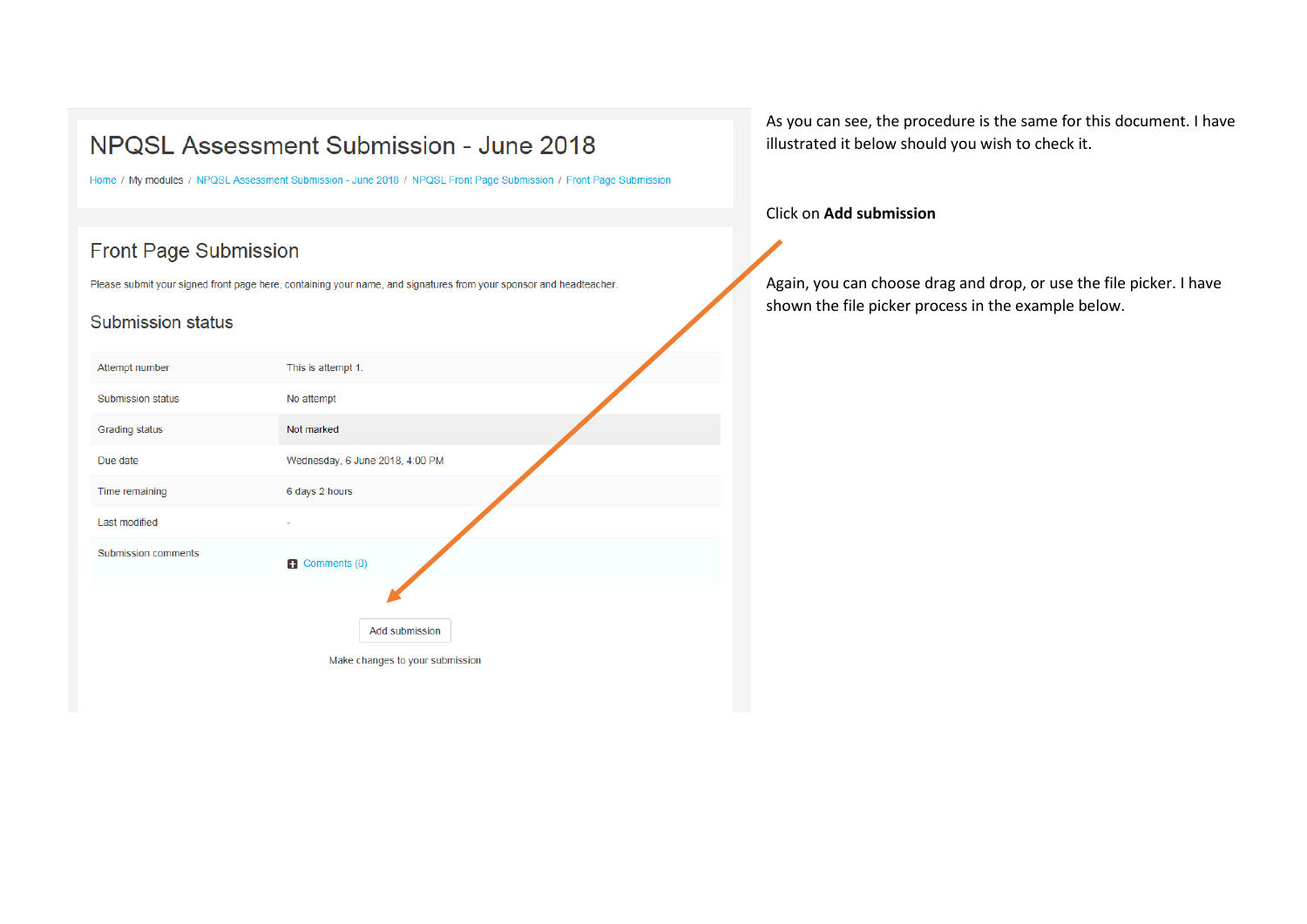# NPQSL Assessment Submission - June 2018

Home / My modules / NPQSL Assessment Submission - June 2018 / NPQSL Front Page Submission / Front Page Submission

## Front Page Submission

Please submit your signed front page here, containing your name, and signatures from your sponsor and headteacher.

### Submission status

| | |
|---|---|
| Attempt number | This is attempt 1. |
| Submission status | No attempt |
| Grading status | Not marked |
| Due date | Wednesday, 6 June 2018, 4:00 PM |
| Time remaining | 6 days 2 hours |
| Last modified | - |
| Submission comments | Comments (0) |

Add submission

Make changes to your submission

As you can see, the procedure is the same for this document. I have illustrated it below should you wish to check it.

Click on **Add submission**

Again, you can choose drag and drop, or use the file picker. I have shown the file picker process in the example below.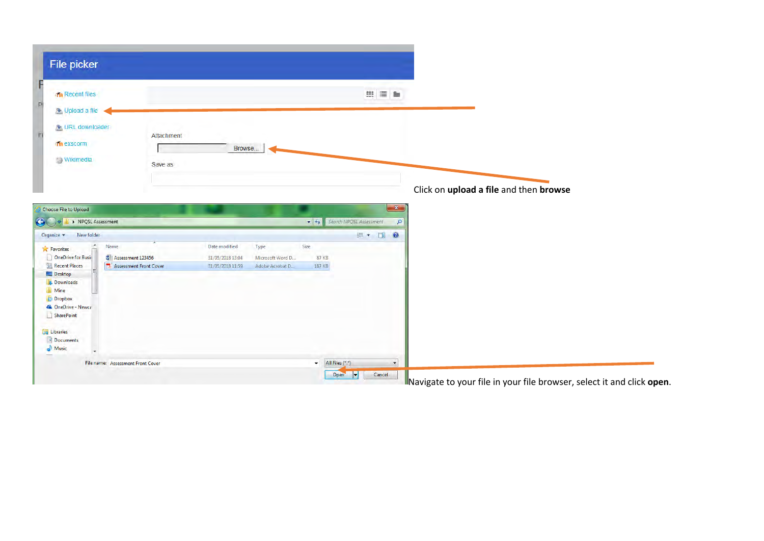Click on **upload a file** and then **browse**

Navigate to your file in your file browser, select it and click **open**.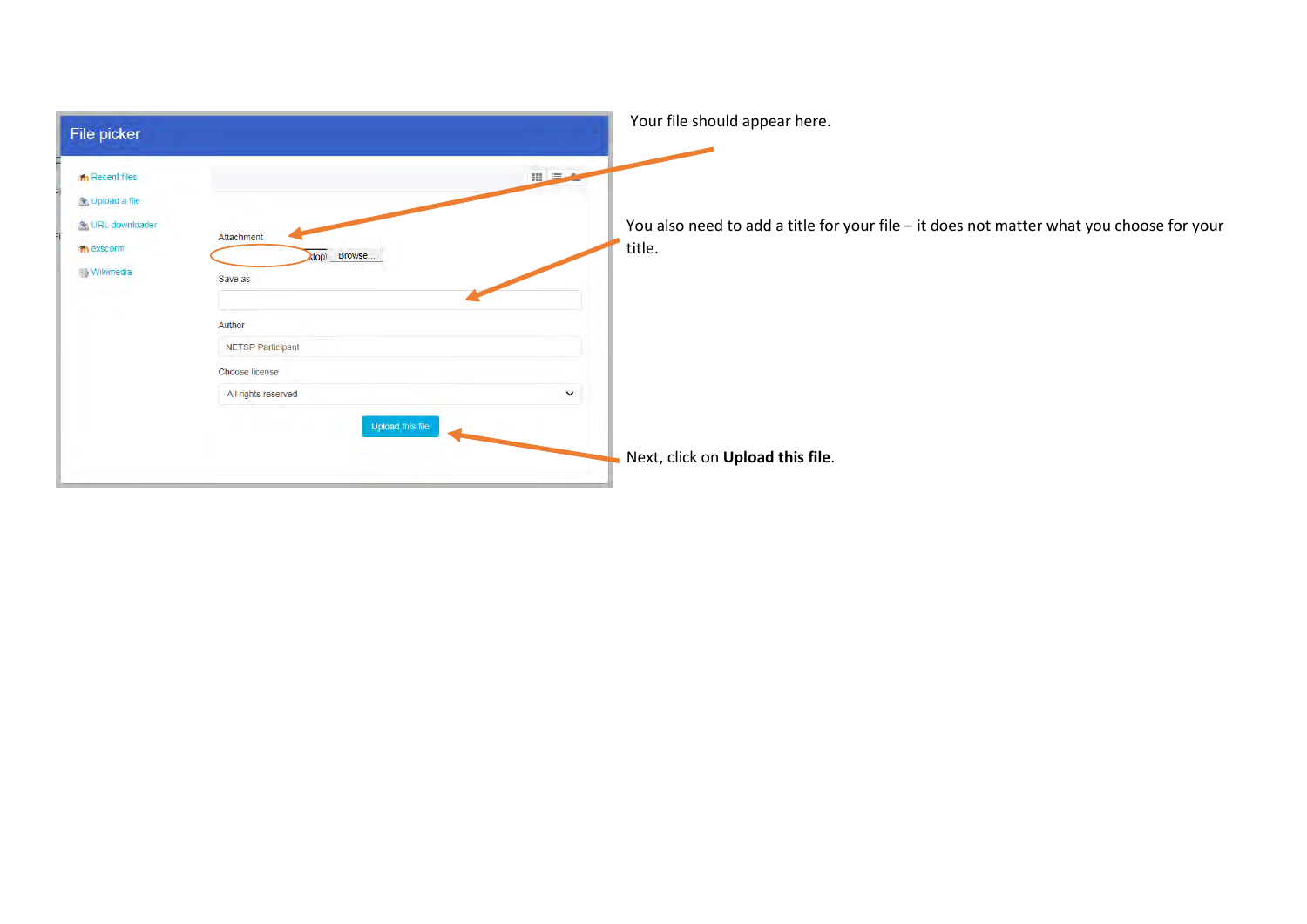Your file should appear here.

You also need to add a title for your file – it does not matter what you choose for your title.

Next, click on **Upload this file**.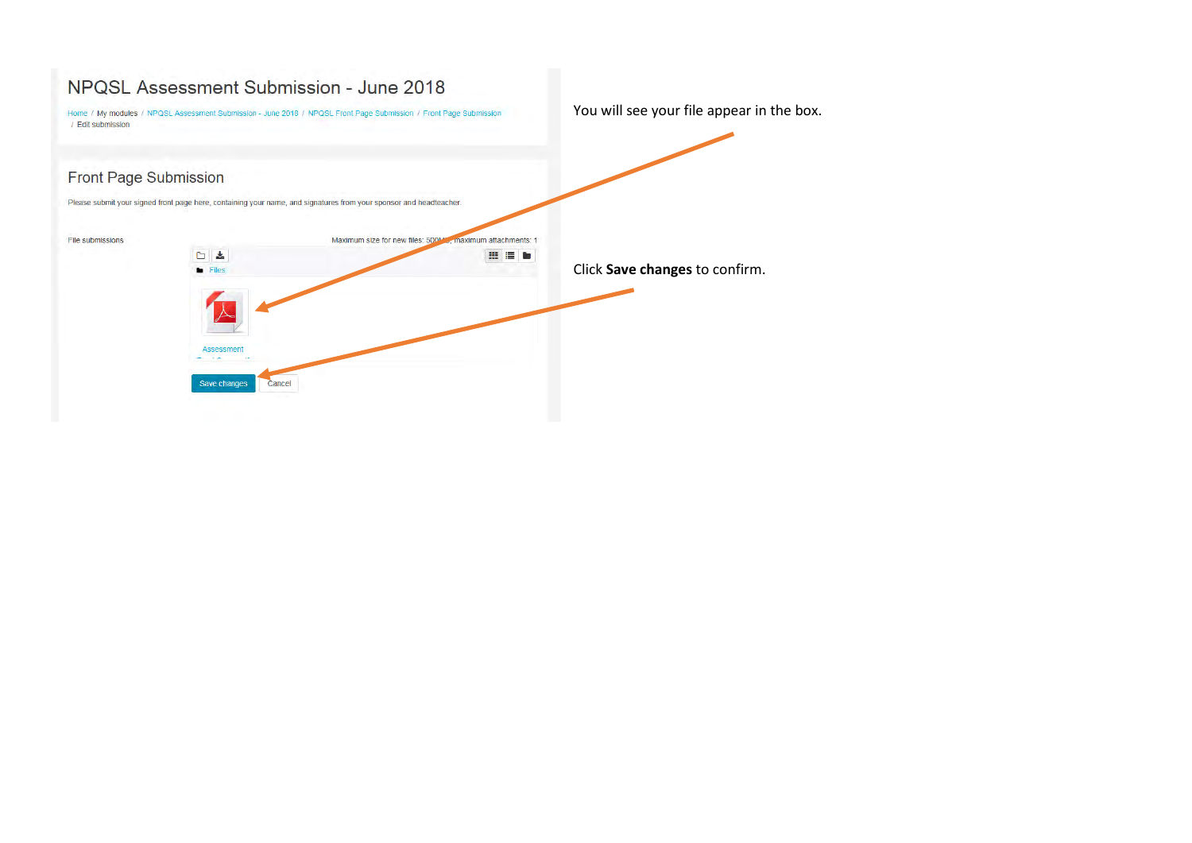NPQSL Assessment Submission - June 2018

Home / My modules / NPQSL Assessment Submission - June 2018 / NPQSL Front Page Submission / Front Page Submission / Edit submission

Front Page Submission

Please submit your signed front page here, containing your name, and signatures from your sponsor and headteacher.

File submissions

Maximum size for new files: 500MB, maximum attachments: 1

Files

Assessment

Save changes Cancel

You will see your file appear in the box.

Click **Save changes** to confirm.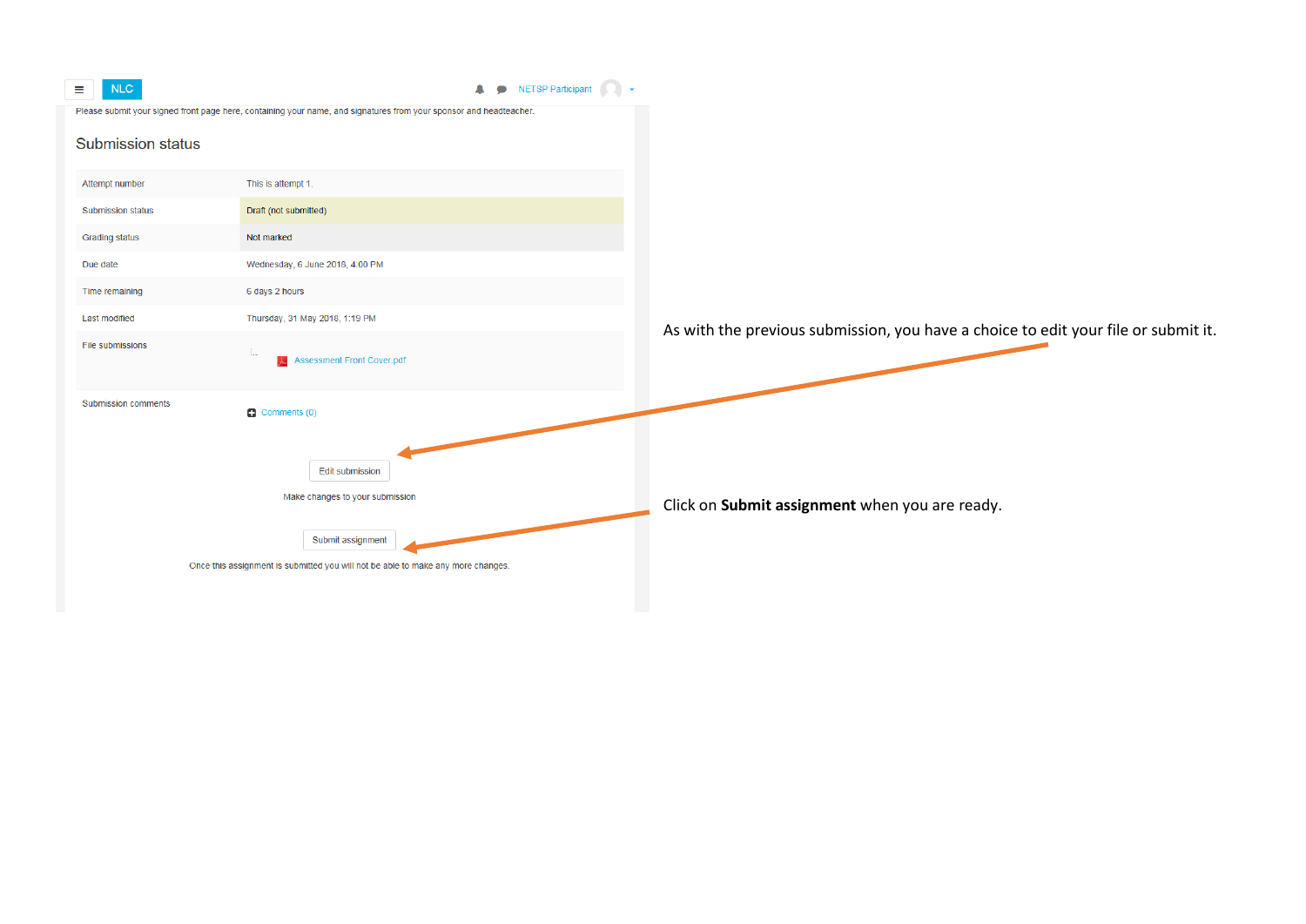NLC

NETSP Participant

Please submit your signed front page here, containing your name, and signatures from your sponsor and headteacher.

## Submission status

| | |
|---|---|
| Attempt number | This is attempt 1. |
| Submission status | Draft (not submitted) |
| Grading status | Not marked |
| Due date | Wednesday, 6 June 2018, 4:00 PM |
| Time remaining | 6 days 2 hours |
| Last modified | Thursday, 31 May 2018, 1:19 PM |
| File submissions | Assessment Front Cover.pdf |
| Submission comments | Comments (0) |

Edit submission

Make changes to your submission

Submit assignment

Once this assignment is submitted you will not be able to make any more changes.

As with the previous submission, you have a choice to edit your file or submit it.

Click on **Submit assignment** when you are ready.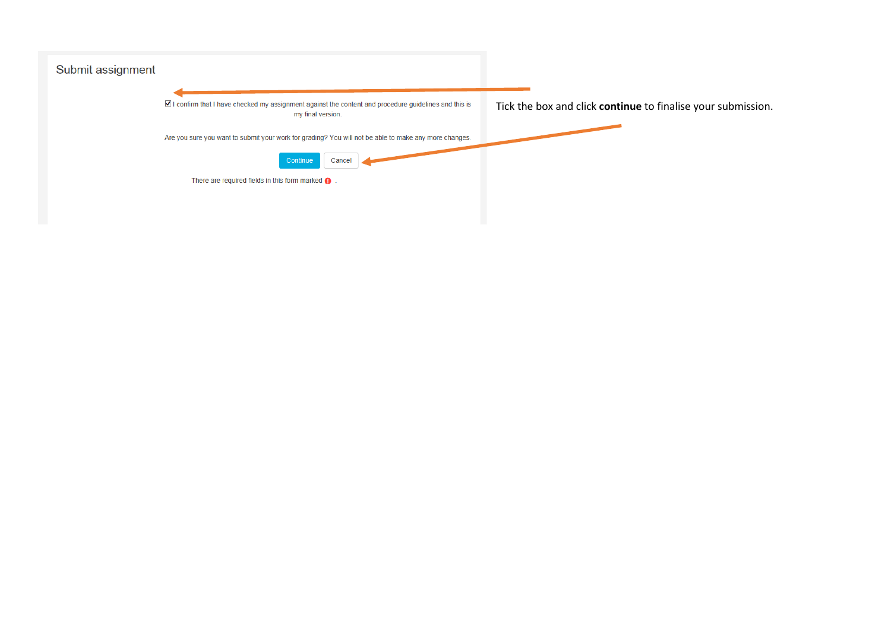## Submit assignment

☑ I confirm that I have checked my assignment against the content and procedure guidelines and this is my final version.

Are you sure you want to submit your work for grading? You will not be able to make any more changes.

Continue | Cancel

There are required fields in this form marked ❗ .

Tick the box and click **continue** to finalise your submission.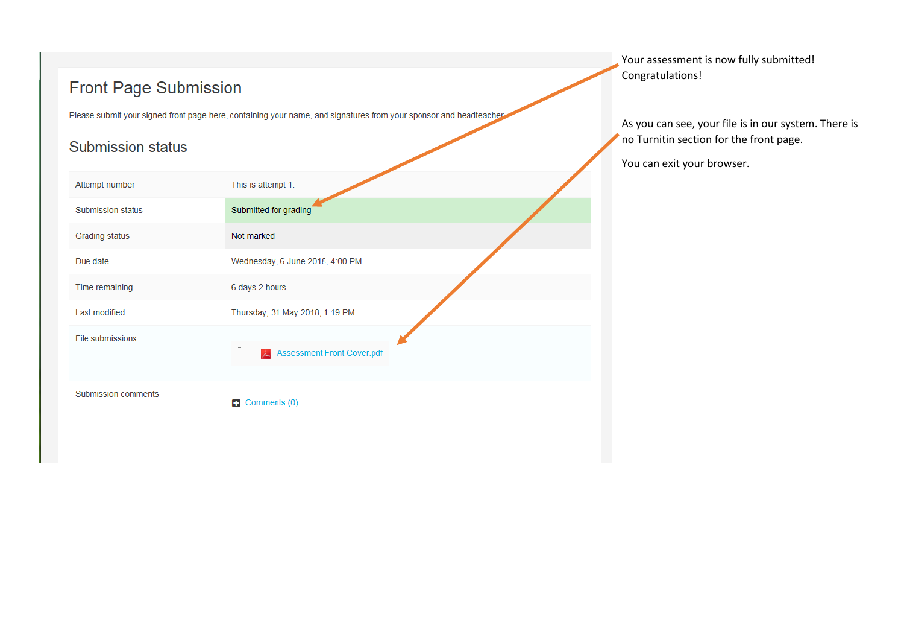# Front Page Submission

Please submit your signed front page here, containing your name, and signatures from your sponsor and headteacher.

## Submission status

| | |
|---|---|
| Attempt number | This is attempt 1. |
| Submission status | Submitted for grading |
| Grading status | Not marked |
| Due date | Wednesday, 6 June 2018, 4:00 PM |
| Time remaining | 6 days 2 hours |
| Last modified | Thursday, 31 May 2018, 1:19 PM |
| File submissions | Assessment Front Cover.pdf |
| Submission comments | Comments (0) |

Your assessment is now fully submitted! Congratulations!

As you can see, your file is in our system. There is no Turnitin section for the front page.

You can exit your browser.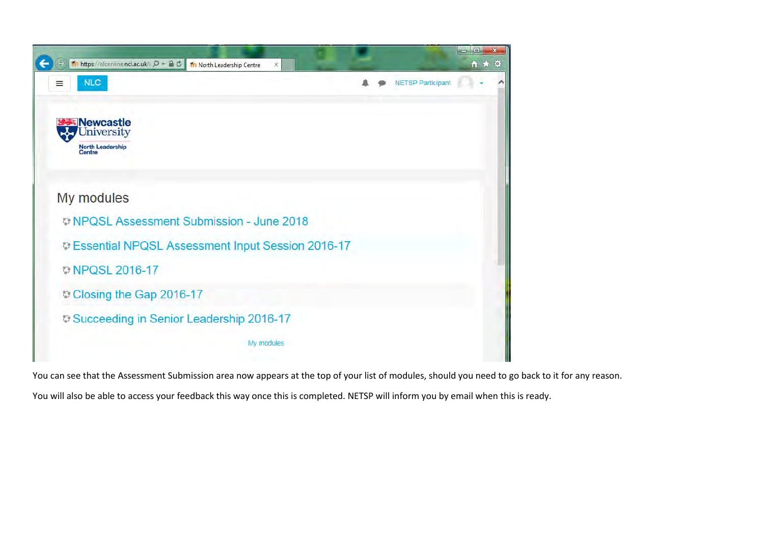You can see that the Assessment Submission area now appears at the top of your list of modules, should you need to go back to it for any reason.

You will also be able to access your feedback this way once this is completed. NETSP will inform you by email when this is ready.